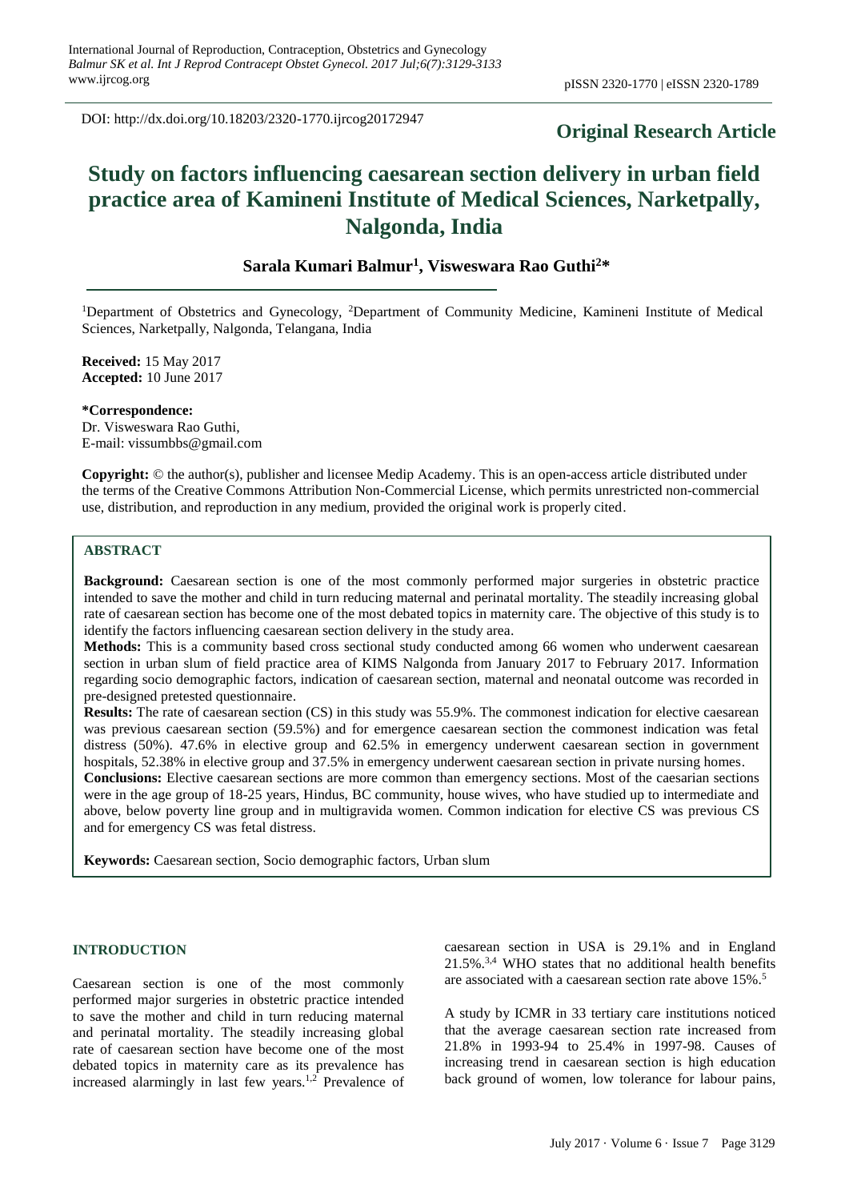DOI: http://dx.doi.org/10.18203/2320-1770.ijrcog20172947

**Original Research Article**

# Study on factors influencing caesarean section delivery in urban field practice area of Kamineni Institute of Medical Sciences, Narketpally, Nalgonda, India

**Sarala Kumari Balmur[1], Visweswara Rao Guthi[2]***

[1]Department of Obstetrics and Gynecology, [2]Department of Community Medicine, Kamineni Institute of Medical Sciences, Narketpally, Nalgonda, Telangana, India

**Received:** 15 May 2017
**Accepted:** 10 June 2017

**\*Correspondence:**
Dr. Visweswara Rao Guthi,
E-mail: vissumbbs@gmail.com

**Copyright:** © the author(s), publisher and licensee Medip Academy. This is an open-access article distributed under the terms of the Creative Commons Attribution Non-Commercial License, which permits unrestricted non-commercial use, distribution, and reproduction in any medium, provided the original work is properly cited.

## ABSTRACT

**Background:** Caesarean section is one of the most commonly performed major surgeries in obstetric practice intended to save the mother and child in turn reducing maternal and perinatal mortality. The steadily increasing global rate of caesarean section has become one of the most debated topics in maternity care. The objective of this study is to identify the factors influencing caesarean section delivery in the study area.

**Methods:** This is a community based cross sectional study conducted among 66 women who underwent caesarean section in urban slum of field practice area of KIMS Nalgonda from January 2017 to February 2017. Information regarding socio demographic factors, indication of caesarean section, maternal and neonatal outcome was recorded in pre-designed pretested questionnaire.

**Results:** The rate of caesarean section (CS) in this study was 55.9%. The commonest indication for elective caesarean was previous caesarean section (59.5%) and for emergence caesarean section the commonest indication was fetal distress (50%). 47.6% in elective group and 62.5% in emergency underwent caesarean section in government hospitals, 52.38% in elective group and 37.5% in emergency underwent caesarean section in private nursing homes.

**Conclusions:** Elective caesarean sections are more common than emergency sections. Most of the caesarian sections were in the age group of 18-25 years, Hindus, BC community, house wives, who have studied up to intermediate and above, below poverty line group and in multigravida women. Common indication for elective CS was previous CS and for emergency CS was fetal distress.

**Keywords:** Caesarean section, Socio demographic factors, Urban slum

## INTRODUCTION

Caesarean section is one of the most commonly performed major surgeries in obstetric practice intended to save the mother and child in turn reducing maternal and perinatal mortality. The steadily increasing global rate of caesarean section have become one of the most debated topics in maternity care as its prevalence has increased alarmingly in last few years.[1,2] Prevalence of caesarean section in USA is 29.1% and in England 21.5%.[3,4] WHO states that no additional health benefits are associated with a caesarean section rate above 15%.[5]

A study by ICMR in 33 tertiary care institutions noticed that the average caesarean section rate increased from 21.8% in 1993-94 to 25.4% in 1997-98. Causes of increasing trend in caesarean section is high education back ground of women, low tolerance for labour pains,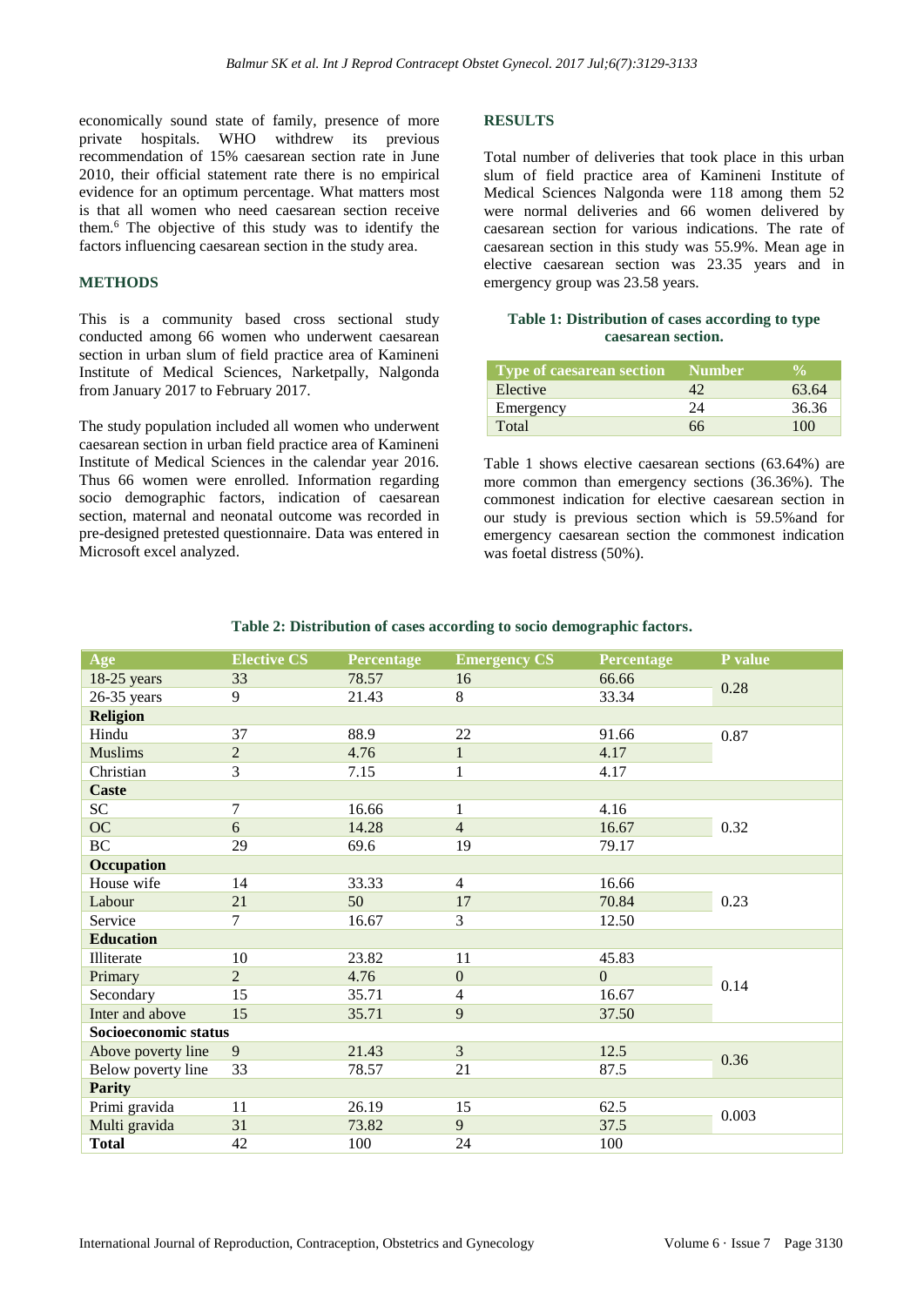economically sound state of family, presence of more private hospitals. WHO withdrew its previous recommendation of 15% caesarean section rate in June 2010, their official statement rate there is no empirical evidence for an optimum percentage. What matters most is that all women who need caesarean section receive them.[6] The objective of this study was to identify the factors influencing caesarean section in the study area.

## METHODS

This is a community based cross sectional study conducted among 66 women who underwent caesarean section in urban slum of field practice area of Kamineni Institute of Medical Sciences, Narketpally, Nalgonda from January 2017 to February 2017.

The study population included all women who underwent caesarean section in urban field practice area of Kamineni Institute of Medical Sciences in the calendar year 2016. Thus 66 women were enrolled. Information regarding socio demographic factors, indication of caesarean section, maternal and neonatal outcome was recorded in pre-designed pretested questionnaire. Data was entered in Microsoft excel analyzed.

## RESULTS

Total number of deliveries that took place in this urban slum of field practice area of Kamineni Institute of Medical Sciences Nalgonda were 118 among them 52 were normal deliveries and 66 women delivered by caesarean section for various indications. The rate of caesarean section in this study was 55.9%. Mean age in elective caesarean section was 23.35 years and in emergency group was 23.58 years.

**Table 1: Distribution of cases according to type caesarean section.**

| Type of caesarean section | Number | % |
|---|---|---|
| Elective | 42 | 63.64 |
| Emergency | 24 | 36.36 |
| Total | 66 | 100 |

Table 1 shows elective caesarean sections (63.64%) are more common than emergency sections (36.36%). The commonest indication for elective caesarean section in our study is previous section which is 59.5%and for emergency caesarean section the commonest indication was foetal distress (50%).

**Table 2: Distribution of cases according to socio demographic factors.**

| Age | Elective CS | Percentage | Emergency CS | Percentage | P value |
|---|---|---|---|---|---|
| 18-25 years | 33 | 78.57 | 16 | 66.66 | 0.28 |
| 26-35 years | 9 | 21.43 | 8 | 33.34 | |
| **Religion** | | | | | |
| Hindu | 37 | 88.9 | 22 | 91.66 | 0.87 |
| Muslims | 2 | 4.76 | 1 | 4.17 | |
| Christian | 3 | 7.15 | 1 | 4.17 | |
| **Caste** | | | | | |
| SC | 7 | 16.66 | 1 | 4.16 | 0.32 |
| OC | 6 | 14.28 | 4 | 16.67 | |
| BC | 29 | 69.6 | 19 | 79.17 | |
| **Occupation** | | | | | |
| House wife | 14 | 33.33 | 4 | 16.66 | 0.23 |
| Labour | 21 | 50 | 17 | 70.84 | |
| Service | 7 | 16.67 | 3 | 12.50 | |
| **Education** | | | | | |
| Illiterate | 10 | 23.82 | 11 | 45.83 | 0.14 |
| Primary | 2 | 4.76 | 0 | 0 | |
| Secondary | 15 | 35.71 | 4 | 16.67 | |
| Inter and above | 15 | 35.71 | 9 | 37.50 | |
| **Socioeconomic status** | | | | | |
| Above poverty line | 9 | 21.43 | 3 | 12.5 | 0.36 |
| Below poverty line | 33 | 78.57 | 21 | 87.5 | |
| **Parity** | | | | | |
| Primi gravida | 11 | 26.19 | 15 | 62.5 | 0.003 |
| Multi gravida | 31 | 73.82 | 9 | 37.5 | |
| **Total** | 42 | 100 | 24 | 100 | |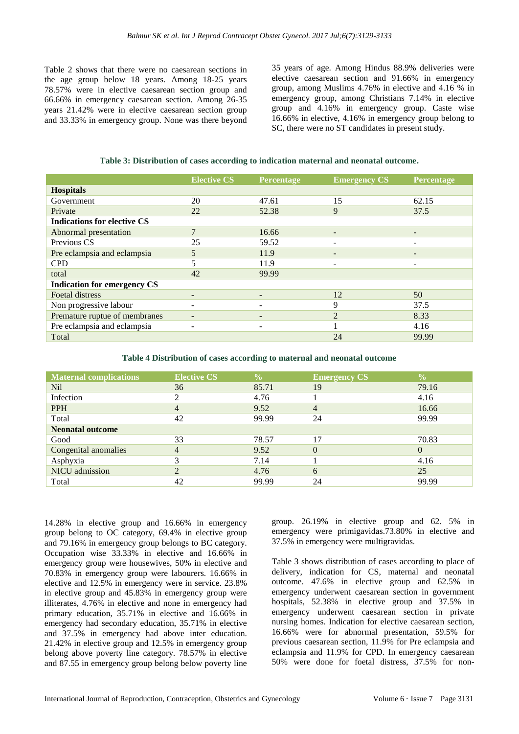Table 2 shows that there were no caesarean sections in the age group below 18 years. Among 18-25 years 78.57% were in elective caesarean section group and 66.66% in emergency caesarean section. Among 26-35 years 21.42% were in elective caesarean section group and 33.33% in emergency group. None was there beyond 35 years of age. Among Hindus 88.9% deliveries were elective caesarean section and 91.66% in emergency group, among Muslims 4.76% in elective and 4.16 % in emergency group, among Christians 7.14% in elective group and 4.16% in emergency group. Caste wise 16.66% in elective, 4.16% in emergency group belong to SC, there were no ST candidates in present study.

**Table 3: Distribution of cases according to indication maternal and neonatal outcome.**

| | Elective CS | Percentage | Emergency CS | Percentage |
|---|---|---|---|---|
| **Hospitals** | | | | |
| Government | 20 | 47.61 | 15 | 62.15 |
| Private | 22 | 52.38 | 9 | 37.5 |
| **Indications for elective CS** | | | | |
| Abnormal presentation | 7 | 16.66 | - | - |
| Previous CS | 25 | 59.52 | - | - |
| Pre eclampsia and eclampsia | 5 | 11.9 | - | - |
| CPD | 5 | 11.9 | - | - |
| total | 42 | 99.99 | | |
| **Indication for emergency CS** | | | | |
| Foetal distress | - | - | 12 | 50 |
| Non progressive labour | - | - | 9 | 37.5 |
| Premature ruptue of membranes | - | - | 2 | 8.33 |
| Pre eclampsia and eclampsia | - | - | 1 | 4.16 |
| Total | | | 24 | 99.99 |

**Table 4 Distribution of cases according to maternal and neonatal outcome**

| Maternal complications | Elective CS | % | Emergency CS | % |
|---|---|---|---|---|
| Nil | 36 | 85.71 | 19 | 79.16 |
| Infection | 2 | 4.76 | 1 | 4.16 |
| PPH | 4 | 9.52 | 4 | 16.66 |
| Total | 42 | 99.99 | 24 | 99.99 |
| **Neonatal outcome** | | | | |
| Good | 33 | 78.57 | 17 | 70.83 |
| Congenital anomalies | 4 | 9.52 | 0 | 0 |
| Asphyxia | 3 | 7.14 | 1 | 4.16 |
| NICU admission | 2 | 4.76 | 6 | 25 |
| Total | 42 | 99.99 | 24 | 99.99 |

14.28% in elective group and 16.66% in emergency group belong to OC category, 69.4% in elective group and 79.16% in emergency group belongs to BC category. Occupation wise 33.33% in elective and 16.66% in emergency group were housewives, 50% in elective and 70.83% in emergency group were labourers. 16.66% in elective and 12.5% in emergency were in service. 23.8% in elective group and 45.83% in emergency group were illiterates, 4.76% in elective and none in emergency had primary education, 35.71% in elective and 16.66% in emergency had secondary education, 35.71% in elective and 37.5% in emergency had above inter education. 21.42% in elective group and 12.5% in emergency group belong above poverty line category. 78.57% in elective and 87.55 in emergency group belong below poverty line group. 26.19% in elective group and 62. 5% in emergency were primigavidas.73.80% in elective and 37.5% in emergency were multigravidas.

Table 3 shows distribution of cases according to place of delivery, indication for CS, maternal and neonatal outcome. 47.6% in elective group and 62.5% in emergency underwent caesarean section in government hospitals, 52.38% in elective group and 37.5% in emergency underwent caesarean section in private nursing homes. Indication for elective caesarean section, 16.66% were for abnormal presentation, 59.5% for previous caesarean section, 11.9% for Pre eclampsia and eclampsia and 11.9% for CPD. In emergency caesarean 50% were done for foetal distress, 37.5% for non-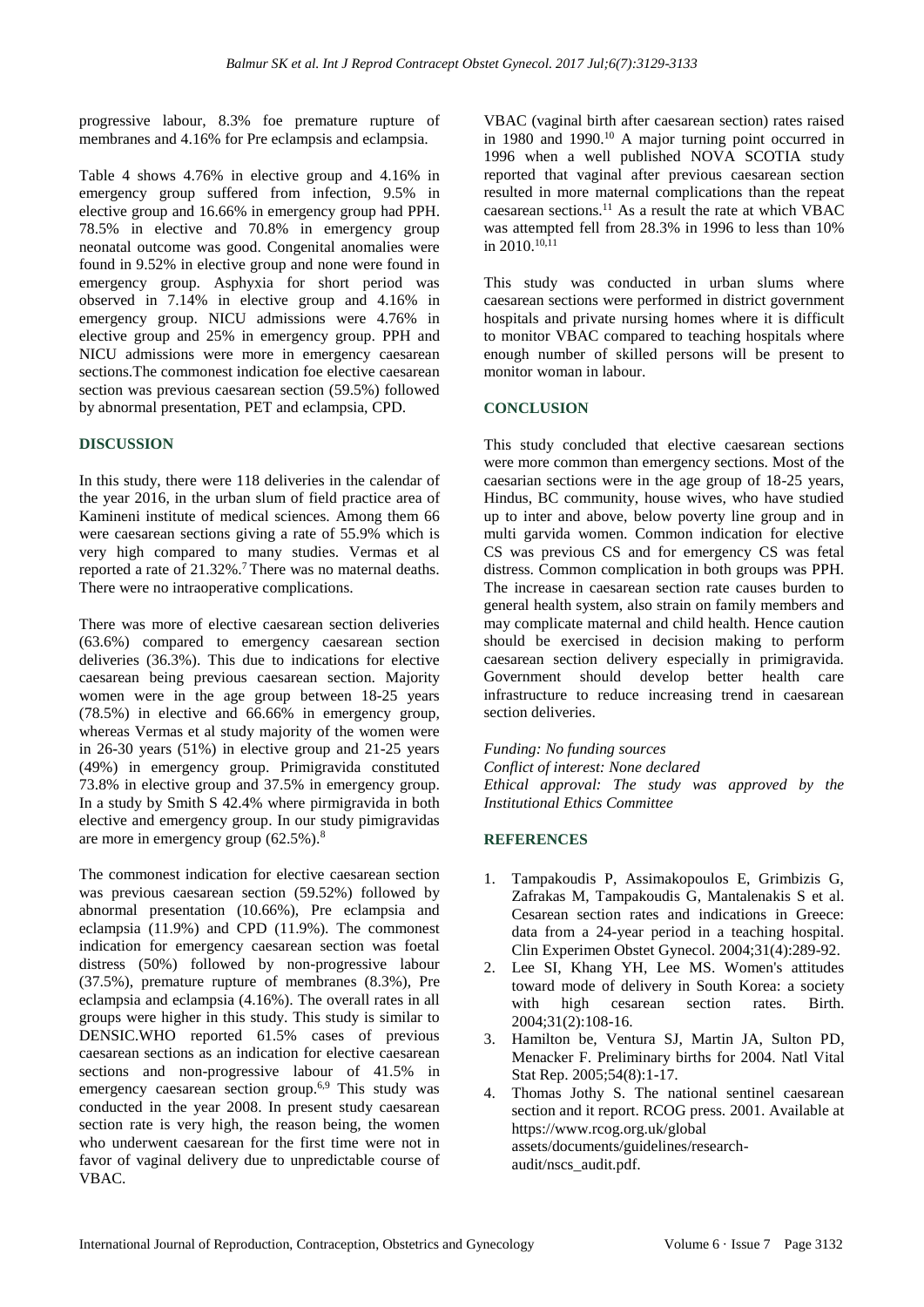progressive labour, 8.3% foe premature rupture of membranes and 4.16% for Pre eclampsis and eclampsia.

Table 4 shows 4.76% in elective group and 4.16% in emergency group suffered from infection, 9.5% in elective group and 16.66% in emergency group had PPH. 78.5% in elective and 70.8% in emergency group neonatal outcome was good. Congenital anomalies were found in 9.52% in elective group and none were found in emergency group. Asphyxia for short period was observed in 7.14% in elective group and 4.16% in emergency group. NICU admissions were 4.76% in elective group and 25% in emergency group. PPH and NICU admissions were more in emergency caesarean sections.The commonest indication foe elective caesarean section was previous caesarean section (59.5%) followed by abnormal presentation, PET and eclampsia, CPD.

## DISCUSSION

In this study, there were 118 deliveries in the calendar of the year 2016, in the urban slum of field practice area of Kamineni institute of medical sciences. Among them 66 were caesarean sections giving a rate of 55.9% which is very high compared to many studies. Vermas et al reported a rate of 21.32%.[7] There was no maternal deaths. There were no intraoperative complications.

There was more of elective caesarean section deliveries (63.6%) compared to emergency caesarean section deliveries (36.3%). This due to indications for elective caesarean being previous caesarean section. Majority women were in the age group between 18-25 years (78.5%) in elective and 66.66% in emergency group, whereas Vermas et al study majority of the women were in 26-30 years (51%) in elective group and 21-25 years (49%) in emergency group. Primigravida constituted 73.8% in elective group and 37.5% in emergency group. In a study by Smith S 42.4% where pirmigravida in both elective and emergency group. In our study pimigravidas are more in emergency group (62.5%).[8]

The commonest indication for elective caesarean section was previous caesarean section (59.52%) followed by abnormal presentation (10.66%), Pre eclampsia and eclampsia (11.9%) and CPD (11.9%). The commonest indication for emergency caesarean section was foetal distress (50%) followed by non-progressive labour (37.5%), premature rupture of membranes (8.3%), Pre eclampsia and eclampsia (4.16%). The overall rates in all groups were higher in this study. This study is similar to DENSIC.WHO reported 61.5% cases of previous caesarean sections as an indication for elective caesarean sections and non-progressive labour of 41.5% in emergency caesarean section group.[6,9] This study was conducted in the year 2008. In present study caesarean section rate is very high, the reason being, the women who underwent caesarean for the first time were not in favor of vaginal delivery due to unpredictable course of VBAC.

VBAC (vaginal birth after caesarean section) rates raised in 1980 and 1990.[10] A major turning point occurred in 1996 when a well published NOVA SCOTIA study reported that vaginal after previous caesarean section resulted in more maternal complications than the repeat caesarean sections.[11] As a result the rate at which VBAC was attempted fell from 28.3% in 1996 to less than 10% in 2010.[10,11]

This study was conducted in urban slums where caesarean sections were performed in district government hospitals and private nursing homes where it is difficult to monitor VBAC compared to teaching hospitals where enough number of skilled persons will be present to monitor woman in labour.

## CONCLUSION

This study concluded that elective caesarean sections were more common than emergency sections. Most of the caesarian sections were in the age group of 18-25 years, Hindus, BC community, house wives, who have studied up to inter and above, below poverty line group and in multi garvida women. Common indication for elective CS was previous CS and for emergency CS was fetal distress. Common complication in both groups was PPH. The increase in caesarean section rate causes burden to general health system, also strain on family members and may complicate maternal and child health. Hence caution should be exercised in decision making to perform caesarean section delivery especially in primigravida. Government should develop better health care infrastructure to reduce increasing trend in caesarean section deliveries.

*Funding: No funding sources*
*Conflict of interest: None declared*
*Ethical approval: The study was approved by the Institutional Ethics Committee*

## REFERENCES

1. Tampakoudis P, Assimakopoulos E, Grimbizis G, Zafrakas M, Tampakoudis G, Mantalenakis S et al. Cesarean section rates and indications in Greece: data from a 24-year period in a teaching hospital. Clin Experimen Obstet Gynecol. 2004;31(4):289-92.
2. Lee SI, Khang YH, Lee MS. Women's attitudes toward mode of delivery in South Korea: a society with high cesarean section rates. Birth. 2004;31(2):108-16.
3. Hamilton be, Ventura SJ, Martin JA, Sulton PD, Menacker F. Preliminary births for 2004. Natl Vital Stat Rep. 2005;54(8):1-17.
4. Thomas Jothy S. The national sentinel caesarean section and it report. RCOG press. 2001. Available at https://www.rcog.org.uk/global assets/documents/guidelines/research-audit/nscs_audit.pdf.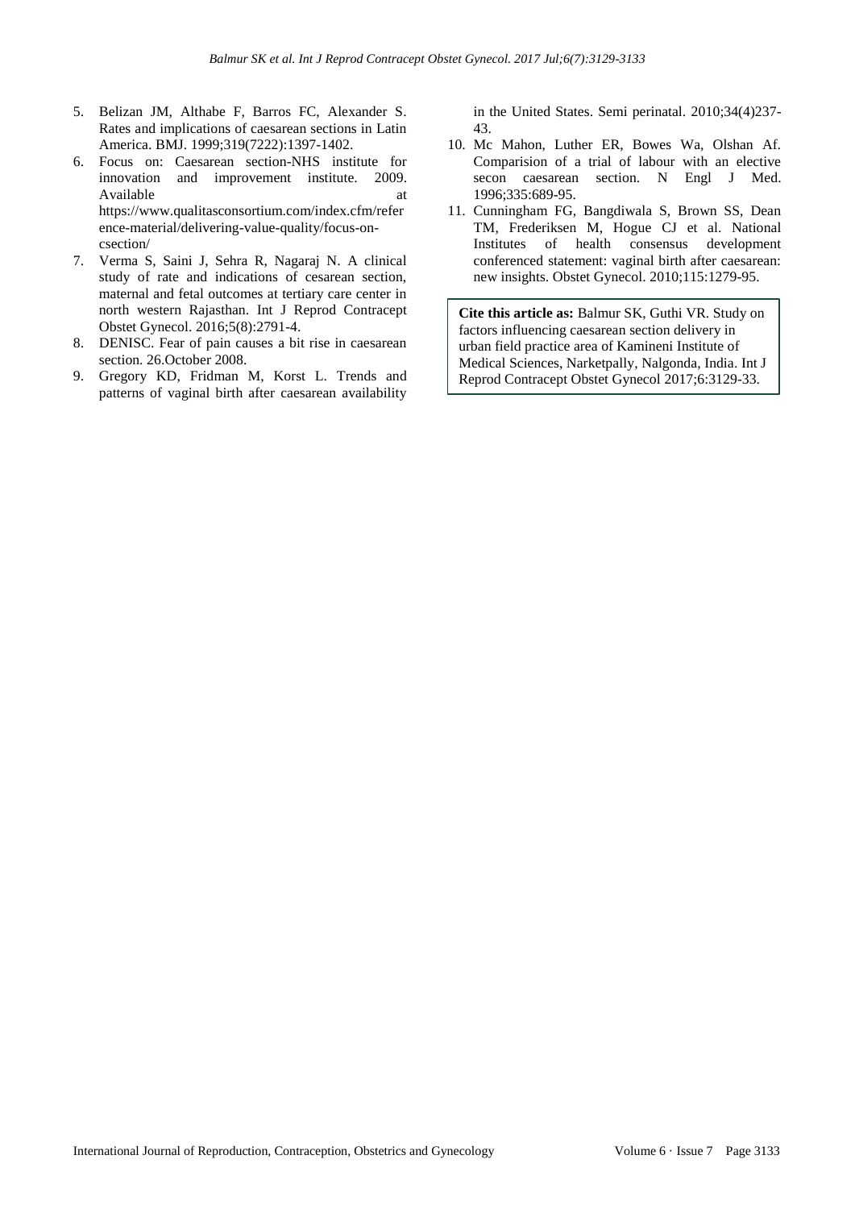5. Belizan JM, Althabe F, Barros FC, Alexander S. Rates and implications of caesarean sections in Latin America. BMJ. 1999;319(7222):1397-1402.
6. Focus on: Caesarean section-NHS institute for innovation and improvement institute. 2009. Available at https://www.qualitasconsortium.com/index.cfm/reference-material/delivering-value-quality/focus-on-csection/
7. Verma S, Saini J, Sehra R, Nagaraj N. A clinical study of rate and indications of cesarean section, maternal and fetal outcomes at tertiary care center in north western Rajasthan. Int J Reprod Contracept Obstet Gynecol. 2016;5(8):2791-4.
8. DENISC. Fear of pain causes a bit rise in caesarean section. 26.October 2008.
9. Gregory KD, Fridman M, Korst L. Trends and patterns of vaginal birth after caesarean availability in the United States. Semi perinatal. 2010;34(4)237-43.
10. Mc Mahon, Luther ER, Bowes Wa, Olshan Af. Comparision of a trial of labour with an elective secon caesarean section. N Engl J Med. 1996;335:689-95.
11. Cunningham FG, Bangdiwala S, Brown SS, Dean TM, Frederiksen M, Hogue CJ et al. National Institutes of health consensus development conferenced statement: vaginal birth after caesarean: new insights. Obstet Gynecol. 2010;115:1279-95.

**Cite this article as:** Balmur SK, Guthi VR. Study on factors influencing caesarean section delivery in urban field practice area of Kamineni Institute of Medical Sciences, Narketpally, Nalgonda, India. Int J Reprod Contracept Obstet Gynecol 2017;6:3129-33.